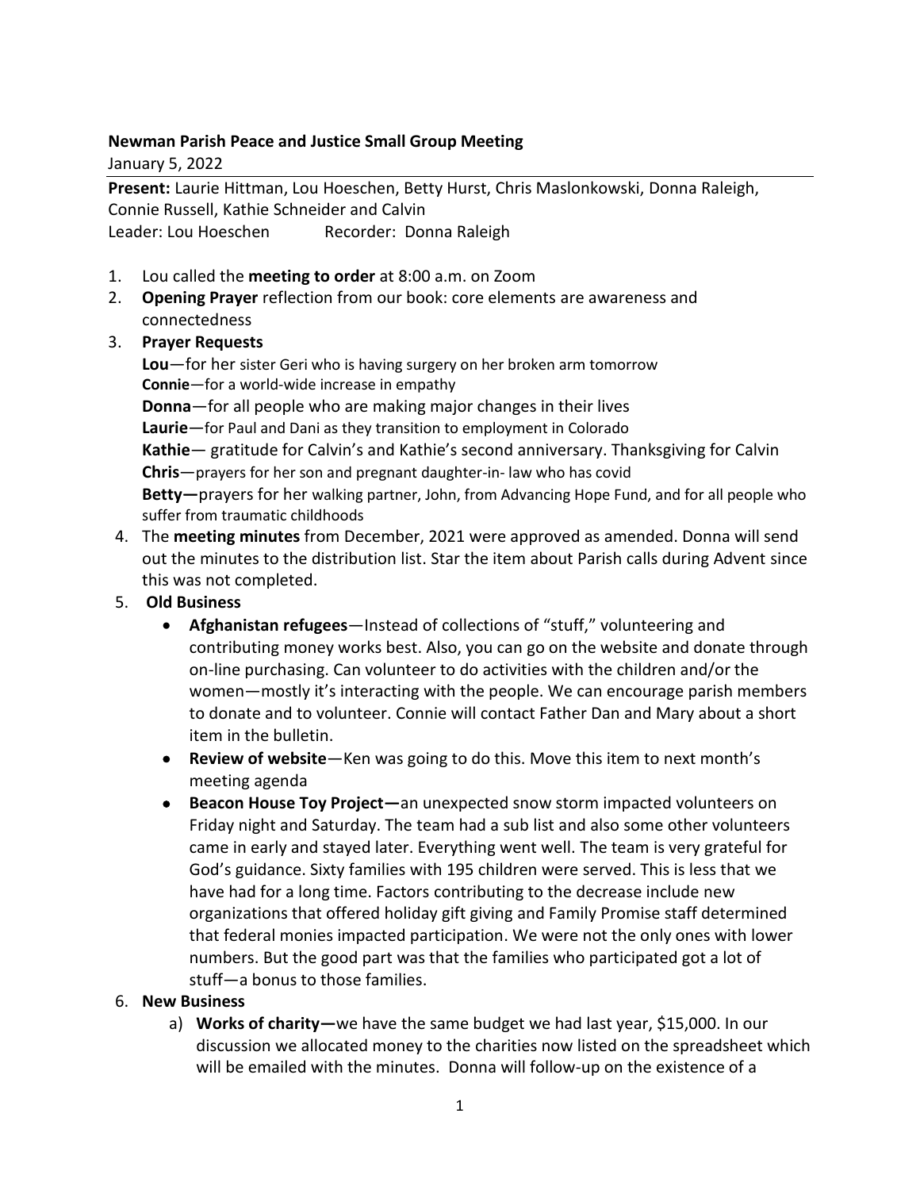**Newman Parish Peace and Justice Small Group Meeting**

January 5, 2022

**Present:** Laurie Hittman, Lou Hoeschen, Betty Hurst, Chris Maslonkowski, Donna Raleigh, Connie Russell, Kathie Schneider and Calvin

Leader: Lou Hoeschen Recorder: Donna Raleigh

1. Lou called the **meeting to order** at 8:00 a.m. on Zoom
2. **Opening Prayer** reflection from our book: core elements are awareness and connectedness
3. **Prayer Requests**

   **Lou**—for her sister Geri who is having surgery on her broken arm tomorrow
   **Connie**—for a world-wide increase in empathy
   **Donna**—for all people who are making major changes in their lives
   **Laurie**—for Paul and Dani as they transition to employment in Colorado
   **Kathie**— gratitude for Calvin's and Kathie's second anniversary. Thanksgiving for Calvin
   **Chris**—prayers for her son and pregnant daughter-in- law who has covid
   **Betty—**prayers for her walking partner, John, from Advancing Hope Fund, and for all people who suffer from traumatic childhoods
4. The **meeting minutes** from December, 2021 were approved as amended. Donna will send out the minutes to the distribution list. Star the item about Parish calls during Advent since this was not completed.
5. **Old Business**
   - **Afghanistan refugees**—Instead of collections of "stuff," volunteering and contributing money works best. Also, you can go on the website and donate through on-line purchasing. Can volunteer to do activities with the children and/or the women—mostly it's interacting with the people. We can encourage parish members to donate and to volunteer. Connie will contact Father Dan and Mary about a short item in the bulletin.
   - **Review of website**—Ken was going to do this. Move this item to next month's meeting agenda
   - **Beacon House Toy Project—**an unexpected snow storm impacted volunteers on Friday night and Saturday. The team had a sub list and also some other volunteers came in early and stayed later. Everything went well. The team is very grateful for God's guidance. Sixty families with 195 children were served. This is less that we have had for a long time. Factors contributing to the decrease include new organizations that offered holiday gift giving and Family Promise staff determined that federal monies impacted participation. We were not the only ones with lower numbers. But the good part was that the families who participated got a lot of stuff—a bonus to those families.
6. **New Business**
   a) **Works of charity—**we have the same budget we had last year, $15,000. In our discussion we allocated money to the charities now listed on the spreadsheet which will be emailed with the minutes. Donna will follow-up on the existence of a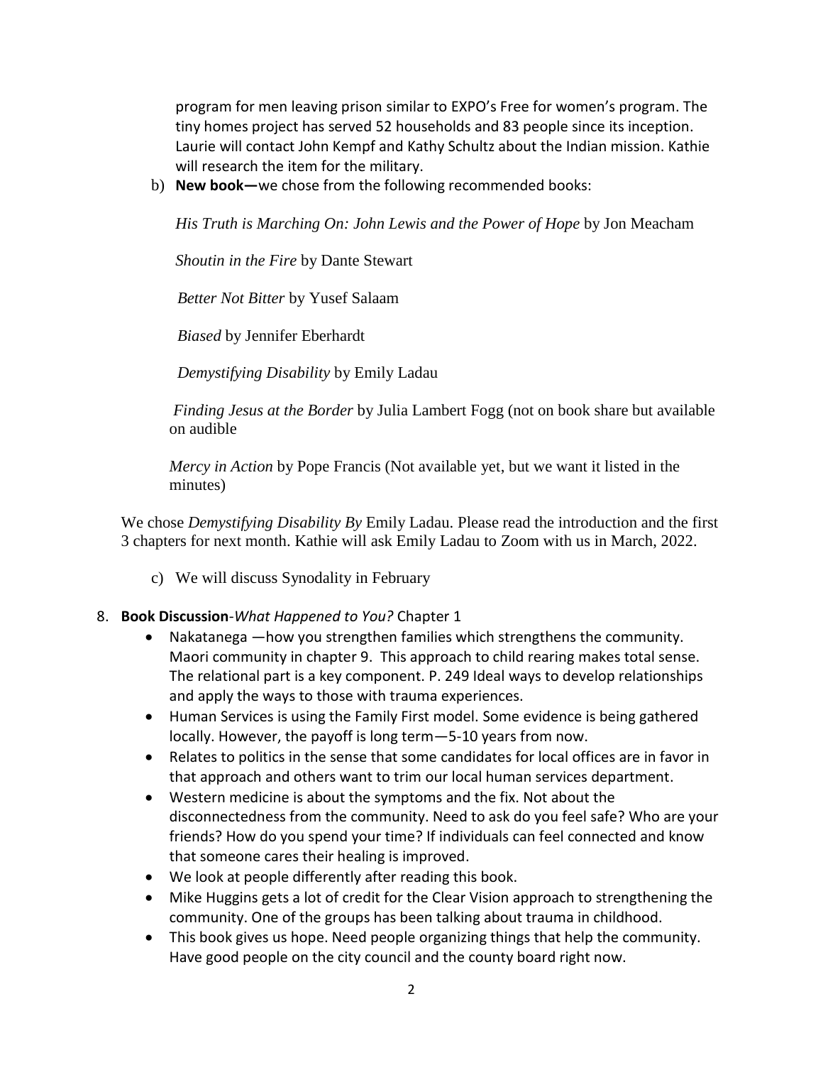program for men leaving prison similar to EXPO's Free for women's program. The tiny homes project has served 52 households and 83 people since its inception. Laurie will contact John Kempf and Kathy Schultz about the Indian mission. Kathie will research the item for the military.

b) **New book—**we chose from the following recommended books:

*His Truth is Marching On: John Lewis and the Power of Hope* by Jon Meacham

*Shoutin in the Fire* by Dante Stewart

*Better Not Bitter* by Yusef Salaam

*Biased* by Jennifer Eberhardt

*Demystifying Disability* by Emily Ladau

*Finding Jesus at the Border* by Julia Lambert Fogg (not on book share but available on audible

*Mercy in Action* by Pope Francis (Not available yet, but we want it listed in the minutes)

We chose *Demystifying Disability By* Emily Ladau. Please read the introduction and the first 3 chapters for next month. Kathie will ask Emily Ladau to Zoom with us in March, 2022.

c) We will discuss Synodality in February

8. **Book Discussion**-*What Happened to You?* Chapter 1
   - Nakatanega —how you strengthen families which strengthens the community. Maori community in chapter 9. This approach to child rearing makes total sense. The relational part is a key component. P. 249 Ideal ways to develop relationships and apply the ways to those with trauma experiences.
   - Human Services is using the Family First model. Some evidence is being gathered locally. However, the payoff is long term—5-10 years from now.
   - Relates to politics in the sense that some candidates for local offices are in favor in that approach and others want to trim our local human services department.
   - Western medicine is about the symptoms and the fix. Not about the disconnectedness from the community. Need to ask do you feel safe? Who are your friends? How do you spend your time? If individuals can feel connected and know that someone cares their healing is improved.
   - We look at people differently after reading this book.
   - Mike Huggins gets a lot of credit for the Clear Vision approach to strengthening the community. One of the groups has been talking about trauma in childhood.
   - This book gives us hope. Need people organizing things that help the community. Have good people on the city council and the county board right now.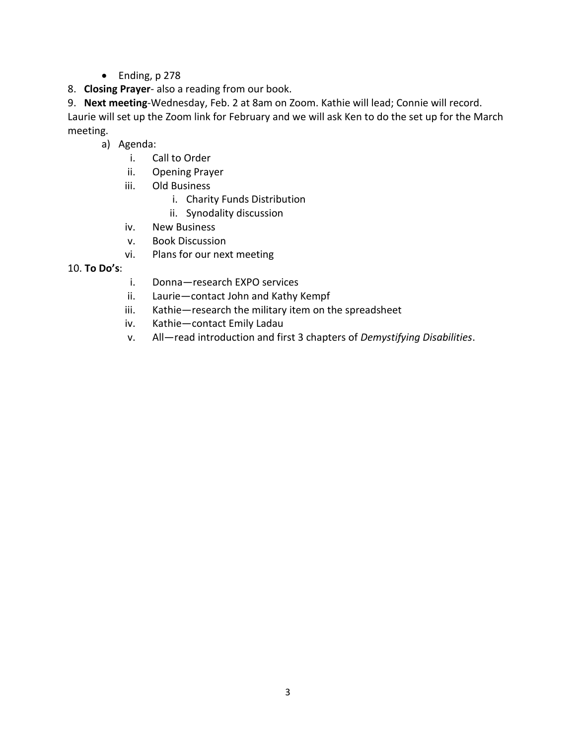- Ending, p 278

8. **Closing Prayer**- also a reading from our book.
9. **Next meeting**-Wednesday, Feb. 2 at 8am on Zoom. Kathie will lead; Connie will record. Laurie will set up the Zoom link for February and we will ask Ken to do the set up for the March meeting.
   a) Agenda:
      i. Call to Order
      ii. Opening Prayer
      iii. Old Business
         i. Charity Funds Distribution
         ii. Synodality discussion
      iv. New Business
      v. Book Discussion
      vi. Plans for our next meeting
10. **To Do's**:
   i. Donna—research EXPO services
   ii. Laurie—contact John and Kathy Kempf
   iii. Kathie—research the military item on the spreadsheet
   iv. Kathie—contact Emily Ladau
   v. All—read introduction and first 3 chapters of *Demystifying Disabilities*.